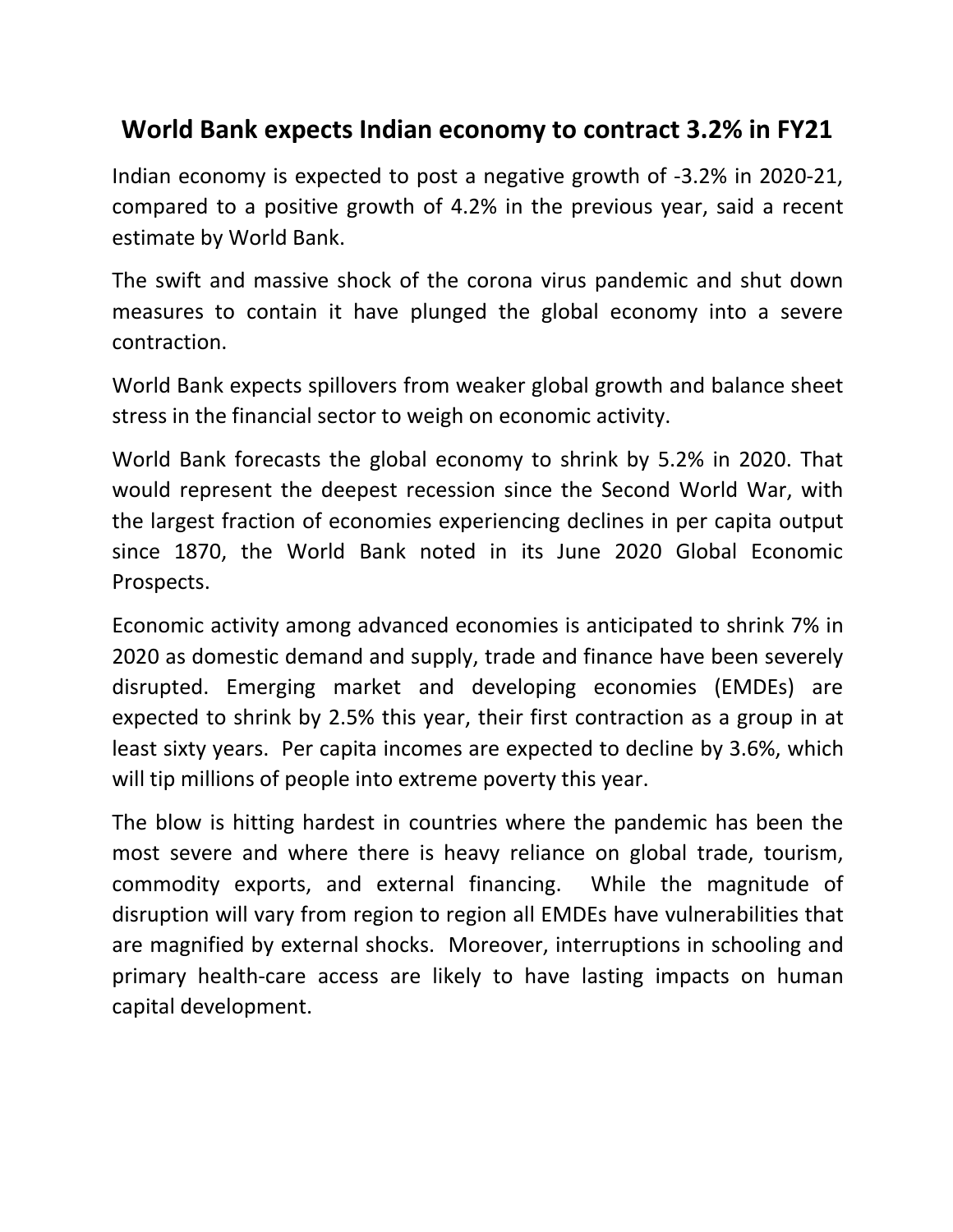# World Bank expects Indian economy to contract 3.2% in FY21

Indian economy is expected to post a negative growth of -3.2% in 2020-21, compared to a positive growth of 4.2% in the previous year, said a recent estimate by World Bank.

The swift and massive shock of the corona virus pandemic and shut down measures to contain it have plunged the global economy into a severe contraction.

World Bank expects spillovers from weaker global growth and balance sheet stress in the financial sector to weigh on economic activity.

World Bank forecasts the global economy to shrink by 5.2% in 2020. That would represent the deepest recession since the Second World War, with the largest fraction of economies experiencing declines in per capita output since 1870, the World Bank noted in its June 2020 Global Economic Prospects.

Economic activity among advanced economies is anticipated to shrink 7% in 2020 as domestic demand and supply, trade and finance have been severely disrupted. Emerging market and developing economies (EMDEs) are expected to shrink by 2.5% this year, their first contraction as a group in at least sixty years. Per capita incomes are expected to decline by 3.6%, which will tip millions of people into extreme poverty this year.

The blow is hitting hardest in countries where the pandemic has been the most severe and where there is heavy reliance on global trade, tourism, commodity exports, and external financing. While the magnitude of disruption will vary from region to region all EMDEs have vulnerabilities that are magnified by external shocks. Moreover, interruptions in schooling and primary health-care access are likely to have lasting impacts on human capital development.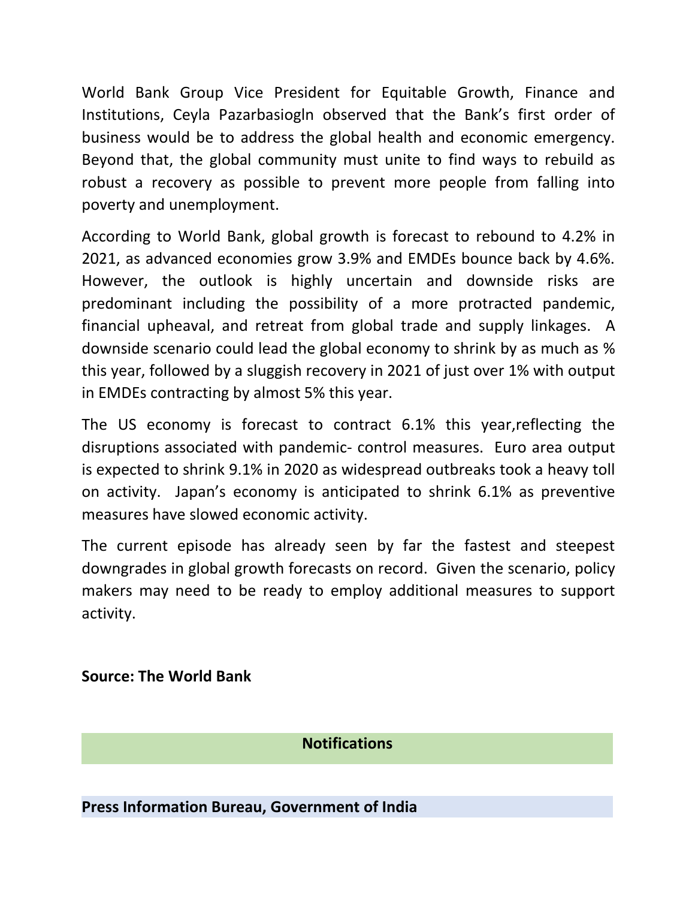World Bank Group Vice President for Equitable Growth, Finance and Institutions, Ceyla Pazarbasiogln observed that the Bank's first order of business would be to address the global health and economic emergency. Beyond that, the global community must unite to find ways to rebuild as robust a recovery as possible to prevent more people from falling into poverty and unemployment.

According to World Bank, global growth is forecast to rebound to 4.2% in 2021, as advanced economies grow 3.9% and EMDEs bounce back by 4.6%. However, the outlook is highly uncertain and downside risks are predominant including the possibility of a more protracted pandemic, financial upheaval, and retreat from global trade and supply linkages. A downside scenario could lead the global economy to shrink by as much as % this year, followed by a sluggish recovery in 2021 of just over 1% with output in EMDEs contracting by almost 5% this year.

The US economy is forecast to contract 6.1% this year,reflecting the disruptions associated with pandemic- control measures. Euro area output is expected to shrink 9.1% in 2020 as widespread outbreaks took a heavy toll on activity. Japan's economy is anticipated to shrink 6.1% as preventive measures have slowed economic activity.

The current episode has already seen by far the fastest and steepest downgrades in global growth forecasts on record. Given the scenario, policy makers may need to be ready to employ additional measures to support activity.

**Source: The World Bank**

## Notifications

### Press Information Bureau, Government of India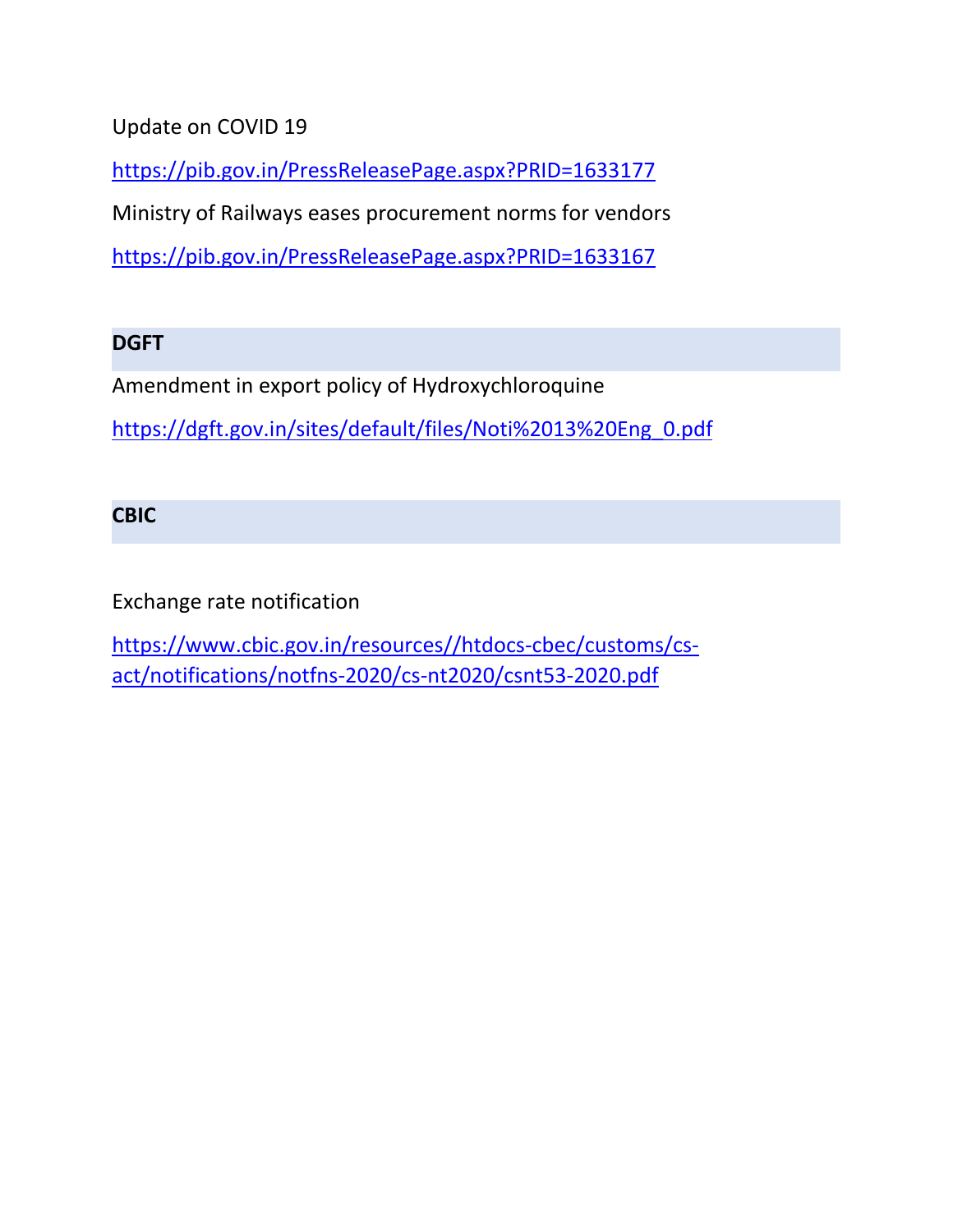Update on COVID 19

https://pib.gov.in/PressReleasePage.aspx?PRID=1633177

Ministry of Railways eases procurement norms for vendors

https://pib.gov.in/PressReleasePage.aspx?PRID=1633167

**DGFT**

Amendment in export policy of Hydroxychloroquine

https://dgft.gov.in/sites/default/files/Noti%2013%20Eng_0.pdf

**CBIC**

Exchange rate notification

https://www.cbic.gov.in/resources//htdocs-cbec/customs/cs-act/notifications/notfns-2020/cs-nt2020/csnt53-2020.pdf